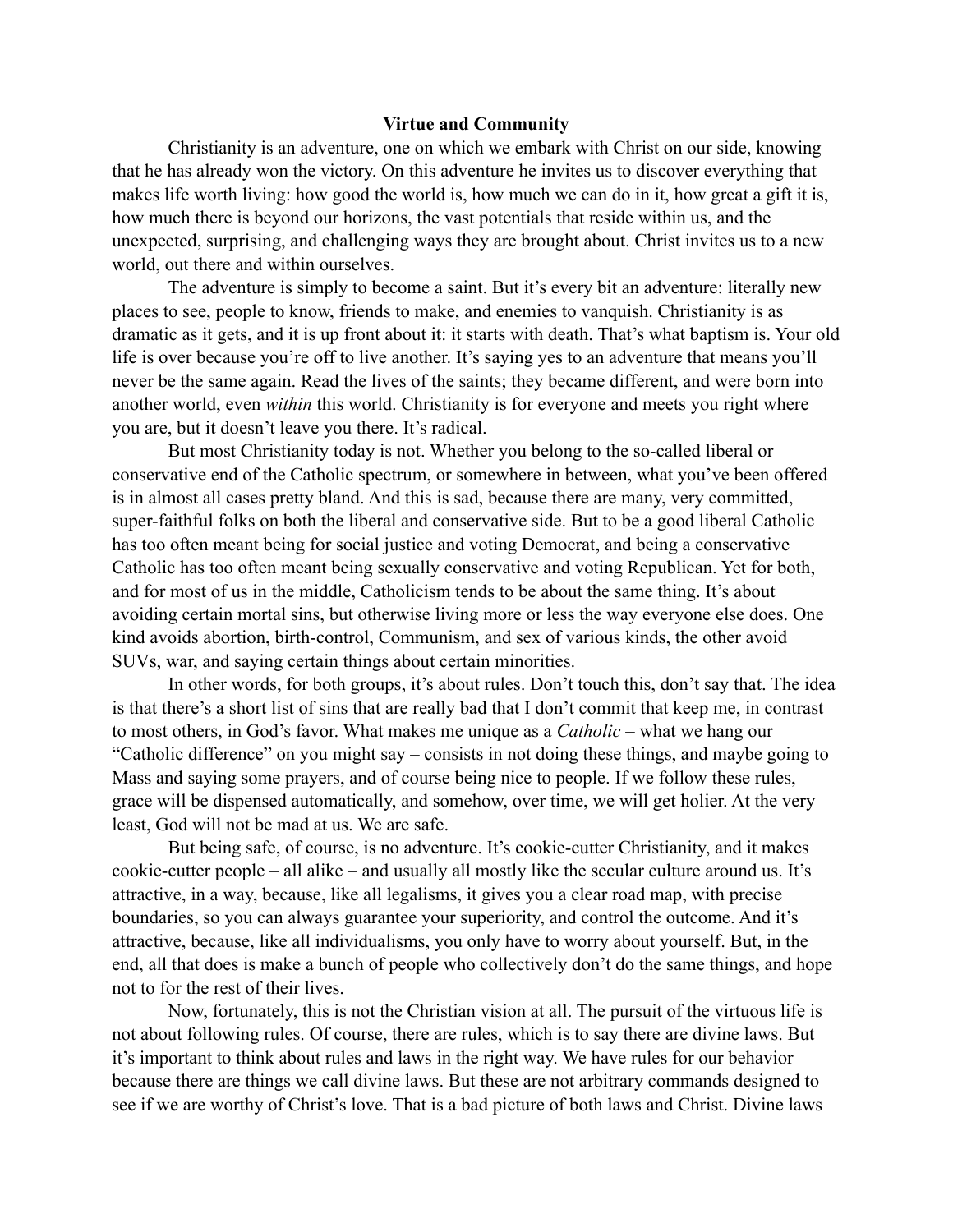# Virtue and Community

Christianity is an adventure, one on which we embark with Christ on our side, knowing that he has already won the victory. On this adventure he invites us to discover everything that makes life worth living: how good the world is, how much we can do in it, how great a gift it is, how much there is beyond our horizons, the vast potentials that reside within us, and the unexpected, surprising, and challenging ways they are brought about. Christ invites us to a new world, out there and within ourselves.

The adventure is simply to become a saint. But it's every bit an adventure: literally new places to see, people to know, friends to make, and enemies to vanquish. Christianity is as dramatic as it gets, and it is up front about it: it starts with death. That's what baptism is. Your old life is over because you're off to live another. It's saying yes to an adventure that means you'll never be the same again. Read the lives of the saints; they became different, and were born into another world, even *within* this world. Christianity is for everyone and meets you right where you are, but it doesn't leave you there. It's radical.

But most Christianity today is not. Whether you belong to the so-called liberal or conservative end of the Catholic spectrum, or somewhere in between, what you've been offered is in almost all cases pretty bland. And this is sad, because there are many, very committed, super-faithful folks on both the liberal and conservative side. But to be a good liberal Catholic has too often meant being for social justice and voting Democrat, and being a conservative Catholic has too often meant being sexually conservative and voting Republican. Yet for both, and for most of us in the middle, Catholicism tends to be about the same thing. It's about avoiding certain mortal sins, but otherwise living more or less the way everyone else does. One kind avoids abortion, birth-control, Communism, and sex of various kinds, the other avoid SUVs, war, and saying certain things about certain minorities.

In other words, for both groups, it's about rules. Don't touch this, don't say that. The idea is that there's a short list of sins that are really bad that I don't commit that keep me, in contrast to most others, in God's favor. What makes me unique as a *Catholic* – what we hang our "Catholic difference" on you might say – consists in not doing these things, and maybe going to Mass and saying some prayers, and of course being nice to people. If we follow these rules, grace will be dispensed automatically, and somehow, over time, we will get holier. At the very least, God will not be mad at us. We are safe.

But being safe, of course, is no adventure. It's cookie-cutter Christianity, and it makes cookie-cutter people – all alike – and usually all mostly like the secular culture around us. It's attractive, in a way, because, like all legalisms, it gives you a clear road map, with precise boundaries, so you can always guarantee your superiority, and control the outcome. And it's attractive, because, like all individualisms, you only have to worry about yourself. But, in the end, all that does is make a bunch of people who collectively don't do the same things, and hope not to for the rest of their lives.

Now, fortunately, this is not the Christian vision at all. The pursuit of the virtuous life is not about following rules. Of course, there are rules, which is to say there are divine laws. But it's important to think about rules and laws in the right way. We have rules for our behavior because there are things we call divine laws. But these are not arbitrary commands designed to see if we are worthy of Christ's love. That is a bad picture of both laws and Christ. Divine laws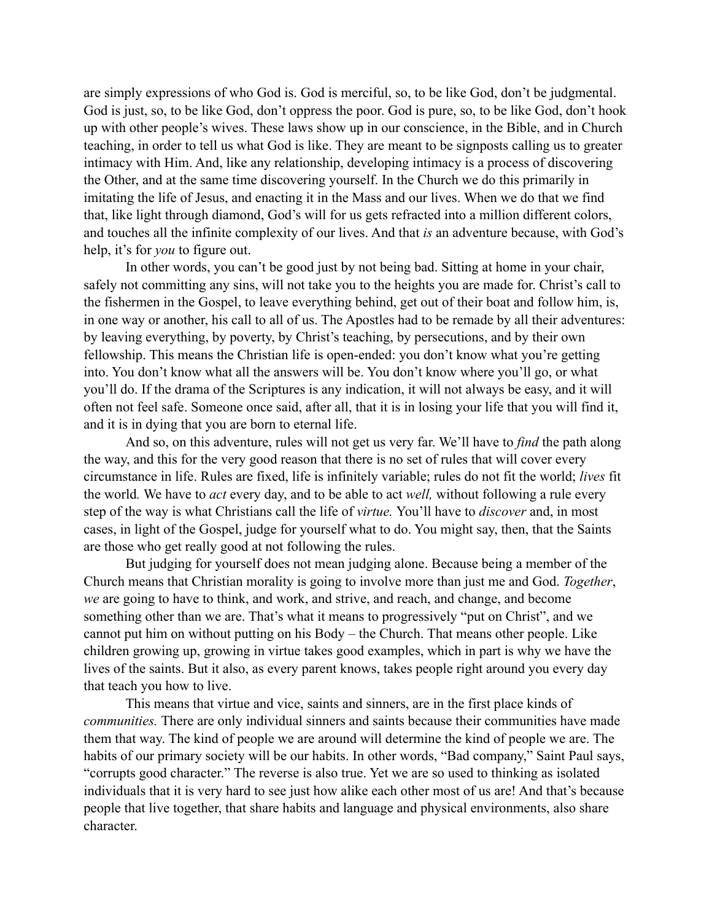are simply expressions of who God is. God is merciful, so, to be like God, don't be judgmental. God is just, so, to be like God, don't oppress the poor. God is pure, so, to be like God, don't hook up with other people's wives. These laws show up in our conscience, in the Bible, and in Church teaching, in order to tell us what God is like. They are meant to be signposts calling us to greater intimacy with Him. And, like any relationship, developing intimacy is a process of discovering the Other, and at the same time discovering yourself. In the Church we do this primarily in imitating the life of Jesus, and enacting it in the Mass and our lives. When we do that we find that, like light through diamond, God's will for us gets refracted into a million different colors, and touches all the infinite complexity of our lives. And that *is* an adventure because, with God's help, it's for *you* to figure out.

In other words, you can't be good just by not being bad. Sitting at home in your chair, safely not committing any sins, will not take you to the heights you are made for. Christ's call to the fishermen in the Gospel, to leave everything behind, get out of their boat and follow him, is, in one way or another, his call to all of us. The Apostles had to be remade by all their adventures: by leaving everything, by poverty, by Christ's teaching, by persecutions, and by their own fellowship. This means the Christian life is open-ended: you don't know what you're getting into. You don't know what all the answers will be. You don't know where you'll go, or what you'll do. If the drama of the Scriptures is any indication, it will not always be easy, and it will often not feel safe. Someone once said, after all, that it is in losing your life that you will find it, and it is in dying that you are born to eternal life.

And so, on this adventure, rules will not get us very far. We'll have to *find* the path along the way, and this for the very good reason that there is no set of rules that will cover every circumstance in life. Rules are fixed, life is infinitely variable; rules do not fit the world; *lives* fit the world*.* We have to *act* every day, and to be able to act *well,* without following a rule every step of the way is what Christians call the life of *virtue.* You'll have to *discover* and, in most cases, in light of the Gospel, judge for yourself what to do. You might say, then, that the Saints are those who get really good at not following the rules.

But judging for yourself does not mean judging alone. Because being a member of the Church means that Christian morality is going to involve more than just me and God. *Together*, *we* are going to have to think, and work, and strive, and reach, and change, and become something other than we are. That's what it means to progressively "put on Christ", and we cannot put him on without putting on his Body – the Church. That means other people. Like children growing up, growing in virtue takes good examples, which in part is why we have the lives of the saints. But it also, as every parent knows, takes people right around you every day that teach you how to live.

This means that virtue and vice, saints and sinners, are in the first place kinds of *communities.* There are only individual sinners and saints because their communities have made them that way. The kind of people we are around will determine the kind of people we are. The habits of our primary society will be our habits. In other words, "Bad company," Saint Paul says, "corrupts good character." The reverse is also true. Yet we are so used to thinking as isolated individuals that it is very hard to see just how alike each other most of us are! And that's because people that live together, that share habits and language and physical environments, also share character.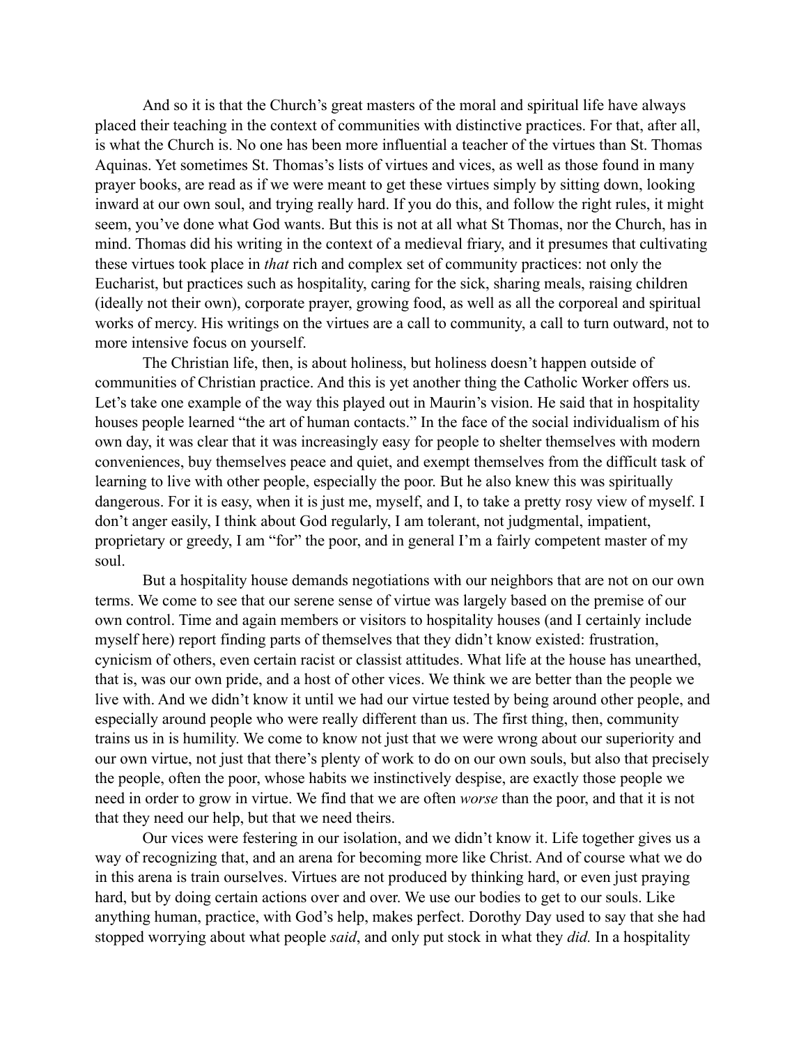And so it is that the Church's great masters of the moral and spiritual life have always placed their teaching in the context of communities with distinctive practices. For that, after all, is what the Church is. No one has been more influential a teacher of the virtues than St. Thomas Aquinas. Yet sometimes St. Thomas's lists of virtues and vices, as well as those found in many prayer books, are read as if we were meant to get these virtues simply by sitting down, looking inward at our own soul, and trying really hard. If you do this, and follow the right rules, it might seem, you've done what God wants. But this is not at all what St Thomas, nor the Church, has in mind. Thomas did his writing in the context of a medieval friary, and it presumes that cultivating these virtues took place in *that* rich and complex set of community practices: not only the Eucharist, but practices such as hospitality, caring for the sick, sharing meals, raising children (ideally not their own), corporate prayer, growing food, as well as all the corporeal and spiritual works of mercy. His writings on the virtues are a call to community, a call to turn outward, not to more intensive focus on yourself.

The Christian life, then, is about holiness, but holiness doesn't happen outside of communities of Christian practice. And this is yet another thing the Catholic Worker offers us. Let's take one example of the way this played out in Maurin's vision. He said that in hospitality houses people learned "the art of human contacts." In the face of the social individualism of his own day, it was clear that it was increasingly easy for people to shelter themselves with modern conveniences, buy themselves peace and quiet, and exempt themselves from the difficult task of learning to live with other people, especially the poor. But he also knew this was spiritually dangerous. For it is easy, when it is just me, myself, and I, to take a pretty rosy view of myself. I don't anger easily, I think about God regularly, I am tolerant, not judgmental, impatient, proprietary or greedy, I am "for" the poor, and in general I'm a fairly competent master of my soul.

But a hospitality house demands negotiations with our neighbors that are not on our own terms. We come to see that our serene sense of virtue was largely based on the premise of our own control. Time and again members or visitors to hospitality houses (and I certainly include myself here) report finding parts of themselves that they didn't know existed: frustration, cynicism of others, even certain racist or classist attitudes. What life at the house has unearthed, that is, was our own pride, and a host of other vices. We think we are better than the people we live with. And we didn't know it until we had our virtue tested by being around other people, and especially around people who were really different than us. The first thing, then, community trains us in is humility. We come to know not just that we were wrong about our superiority and our own virtue, not just that there's plenty of work to do on our own souls, but also that precisely the people, often the poor, whose habits we instinctively despise, are exactly those people we need in order to grow in virtue. We find that we are often *worse* than the poor, and that it is not that they need our help, but that we need theirs.

Our vices were festering in our isolation, and we didn't know it. Life together gives us a way of recognizing that, and an arena for becoming more like Christ. And of course what we do in this arena is train ourselves. Virtues are not produced by thinking hard, or even just praying hard, but by doing certain actions over and over. We use our bodies to get to our souls. Like anything human, practice, with God's help, makes perfect. Dorothy Day used to say that she had stopped worrying about what people *said*, and only put stock in what they *did.* In a hospitality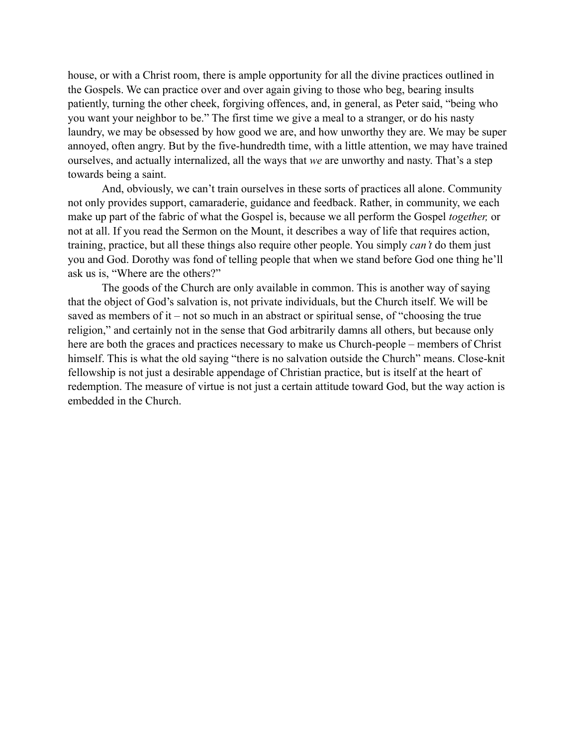house, or with a Christ room, there is ample opportunity for all the divine practices outlined in the Gospels. We can practice over and over again giving to those who beg, bearing insults patiently, turning the other cheek, forgiving offences, and, in general, as Peter said, "being who you want your neighbor to be." The first time we give a meal to a stranger, or do his nasty laundry, we may be obsessed by how good we are, and how unworthy they are. We may be super annoyed, often angry. But by the five-hundredth time, with a little attention, we may have trained ourselves, and actually internalized, all the ways that *we* are unworthy and nasty. That's a step towards being a saint.

And, obviously, we can't train ourselves in these sorts of practices all alone. Community not only provides support, camaraderie, guidance and feedback. Rather, in community, we each make up part of the fabric of what the Gospel is, because we all perform the Gospel *together,* or not at all. If you read the Sermon on the Mount, it describes a way of life that requires action, training, practice, but all these things also require other people. You simply *can't* do them just you and God. Dorothy was fond of telling people that when we stand before God one thing he'll ask us is, "Where are the others?"

The goods of the Church are only available in common. This is another way of saying that the object of God's salvation is, not private individuals, but the Church itself. We will be saved as members of it – not so much in an abstract or spiritual sense, of "choosing the true religion," and certainly not in the sense that God arbitrarily damns all others, but because only here are both the graces and practices necessary to make us Church-people – members of Christ himself. This is what the old saying "there is no salvation outside the Church" means. Close-knit fellowship is not just a desirable appendage of Christian practice, but is itself at the heart of redemption. The measure of virtue is not just a certain attitude toward God, but the way action is embedded in the Church.